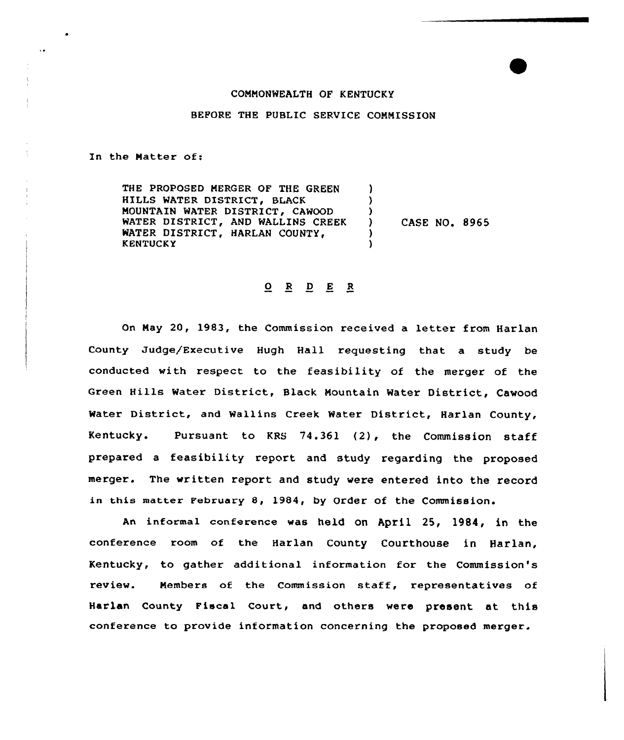COMMONWEALTH OF KENTUCKY

BEFORE THE PUBLIC SERVICE COMMISSION

In the Matter of:

| | | |
|---|---|---|
| THE PROPOSED MERGER OF THE GREEN HILLS WATER DISTRICT, BLACK MOUNTAIN WATER DISTRICT, CAWOOD WATER DISTRICT, AND WALLINS CREEK WATER DISTRICT, HARLAN COUNTY, KENTUCKY | ) | CASE NO. 8965 |

O R D E R

On May 20, 1983, the Commission received a letter from Harlan County Judge/Executive Hugh Hall requesting that a study be conducted with respect to the feasibility of the merger of the Green Hills Water District, Black Mountain Water District, Cawood Water District, and Wallins Creek Water District, Harlan County, Kentucky. Pursuant to KRS 74.361 (2), the Commission staff prepared a feasibility report and study regarding the proposed merger. The written report and study were entered into the record in this matter February 8, 1984, by Order of the Commission.

An informal conference was held on April 25, 1984, in the conference room of the Harlan County Courthouse in Harlan, Kentucky, to gather additional information for the Commission's review. Members of the Commission staff, representatives of Harlan County Fiscal Court, and others were present at this conference to provide information concerning the proposed merger.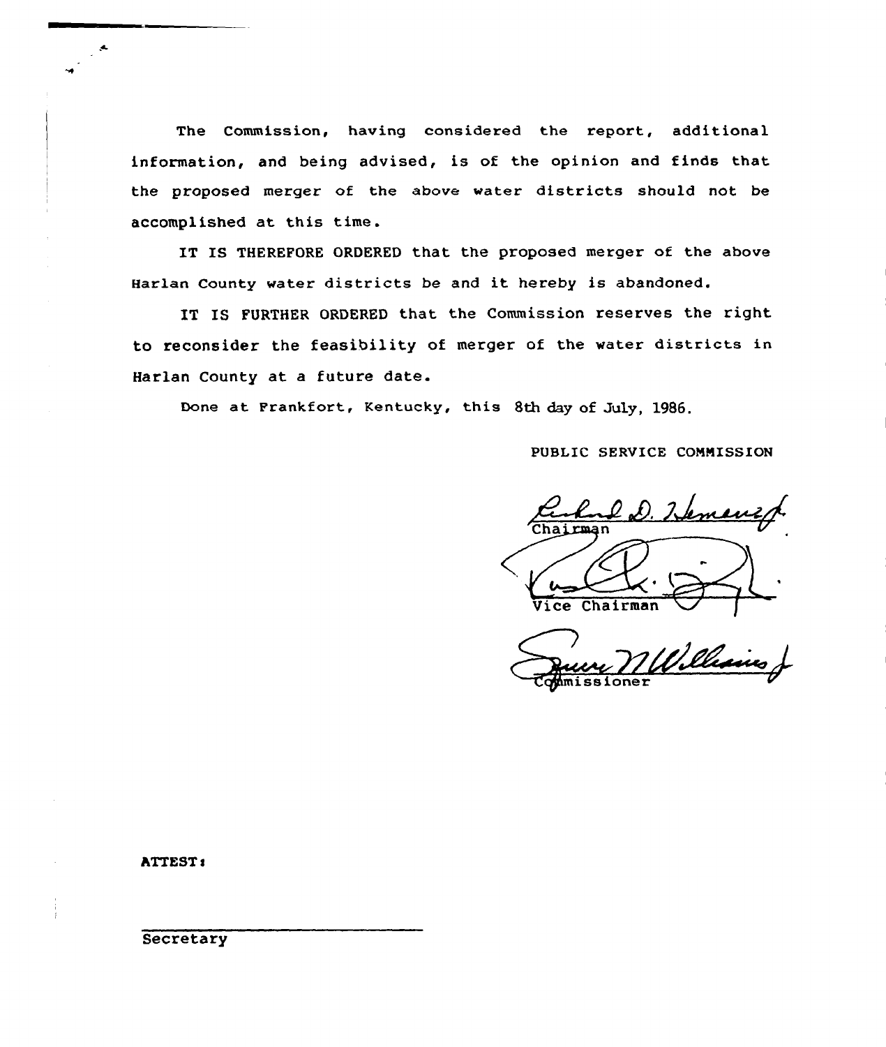The Commission, having considered the report, additional information, and being advised, is of the opinion and finds that the proposed merger of the above water districts should not be accomplished at this time.

IT IS THEREFORE ORDERED that the proposed merger of the above Harlan County water districts be and it hereby is abandoned.

IT IS FURTHER ORDERED that the Commission reserves the right to reconsider the feasibility of merger of the water districts in Harlan County at a future date.

Done at Frankfort, Kentucky, this 8th day of July, 1986.

PUBLIC SERVICE COMMISSION

Chairman

Vice Chairman

Commissioner

ATTEST:

Secretary